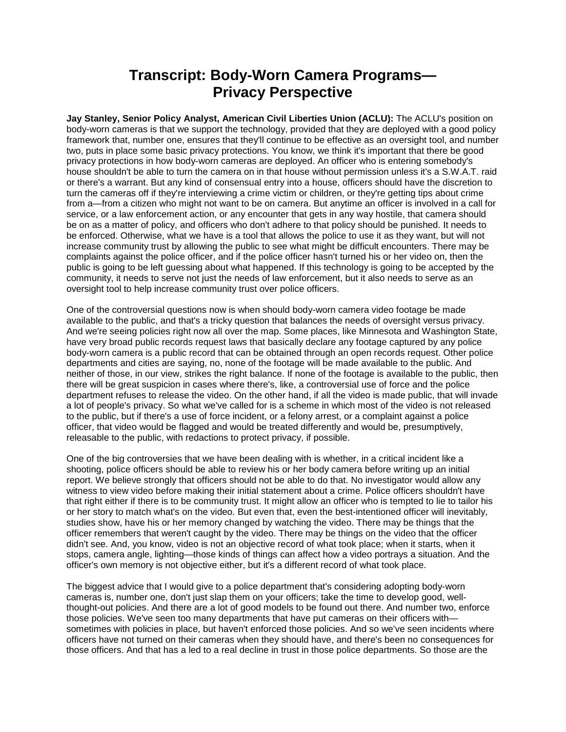# Transcript: Body-Worn Camera Programs—Privacy Perspective

**Jay Stanley, Senior Policy Analyst, American Civil Liberties Union (ACLU):** The ACLU's position on body-worn cameras is that we support the technology, provided that they are deployed with a good policy framework that, number one, ensures that they'll continue to be effective as an oversight tool, and number two, puts in place some basic privacy protections. You know, we think it's important that there be good privacy protections in how body-worn cameras are deployed. An officer who is entering somebody's house shouldn't be able to turn the camera on in that house without permission unless it's a S.W.A.T. raid or there's a warrant. But any kind of consensual entry into a house, officers should have the discretion to turn the cameras off if they're interviewing a crime victim or children, or they're getting tips about crime from a—from a citizen who might not want to be on camera. But anytime an officer is involved in a call for service, or a law enforcement action, or any encounter that gets in any way hostile, that camera should be on as a matter of policy, and officers who don't adhere to that policy should be punished. It needs to be enforced. Otherwise, what we have is a tool that allows the police to use it as they want, but will not increase community trust by allowing the public to see what might be difficult encounters. There may be complaints against the police officer, and if the police officer hasn't turned his or her video on, then the public is going to be left guessing about what happened. If this technology is going to be accepted by the community, it needs to serve not just the needs of law enforcement, but it also needs to serve as an oversight tool to help increase community trust over police officers.

One of the controversial questions now is when should body-worn camera video footage be made available to the public, and that's a tricky question that balances the needs of oversight versus privacy. And we're seeing policies right now all over the map. Some places, like Minnesota and Washington State, have very broad public records request laws that basically declare any footage captured by any police body-worn camera is a public record that can be obtained through an open records request. Other police departments and cities are saying, no, none of the footage will be made available to the public. And neither of those, in our view, strikes the right balance. If none of the footage is available to the public, then there will be great suspicion in cases where there's, like, a controversial use of force and the police department refuses to release the video. On the other hand, if all the video is made public, that will invade a lot of people's privacy. So what we've called for is a scheme in which most of the video is not released to the public, but if there's a use of force incident, or a felony arrest, or a complaint against a police officer, that video would be flagged and would be treated differently and would be, presumptively, releasable to the public, with redactions to protect privacy, if possible.

One of the big controversies that we have been dealing with is whether, in a critical incident like a shooting, police officers should be able to review his or her body camera before writing up an initial report. We believe strongly that officers should not be able to do that. No investigator would allow any witness to view video before making their initial statement about a crime. Police officers shouldn't have that right either if there is to be community trust. It might allow an officer who is tempted to lie to tailor his or her story to match what's on the video. But even that, even the best-intentioned officer will inevitably, studies show, have his or her memory changed by watching the video. There may be things that the officer remembers that weren't caught by the video. There may be things on the video that the officer didn't see. And, you know, video is not an objective record of what took place; when it starts, when it stops, camera angle, lighting—those kinds of things can affect how a video portrays a situation. And the officer's own memory is not objective either, but it's a different record of what took place.

The biggest advice that I would give to a police department that's considering adopting body-worn cameras is, number one, don't just slap them on your officers; take the time to develop good, well-thought-out policies. And there are a lot of good models to be found out there. And number two, enforce those policies. We've seen too many departments that have put cameras on their officers with—sometimes with policies in place, but haven't enforced those policies. And so we've seen incidents where officers have not turned on their cameras when they should have, and there's been no consequences for those officers. And that has a led to a real decline in trust in those police departments. So those are the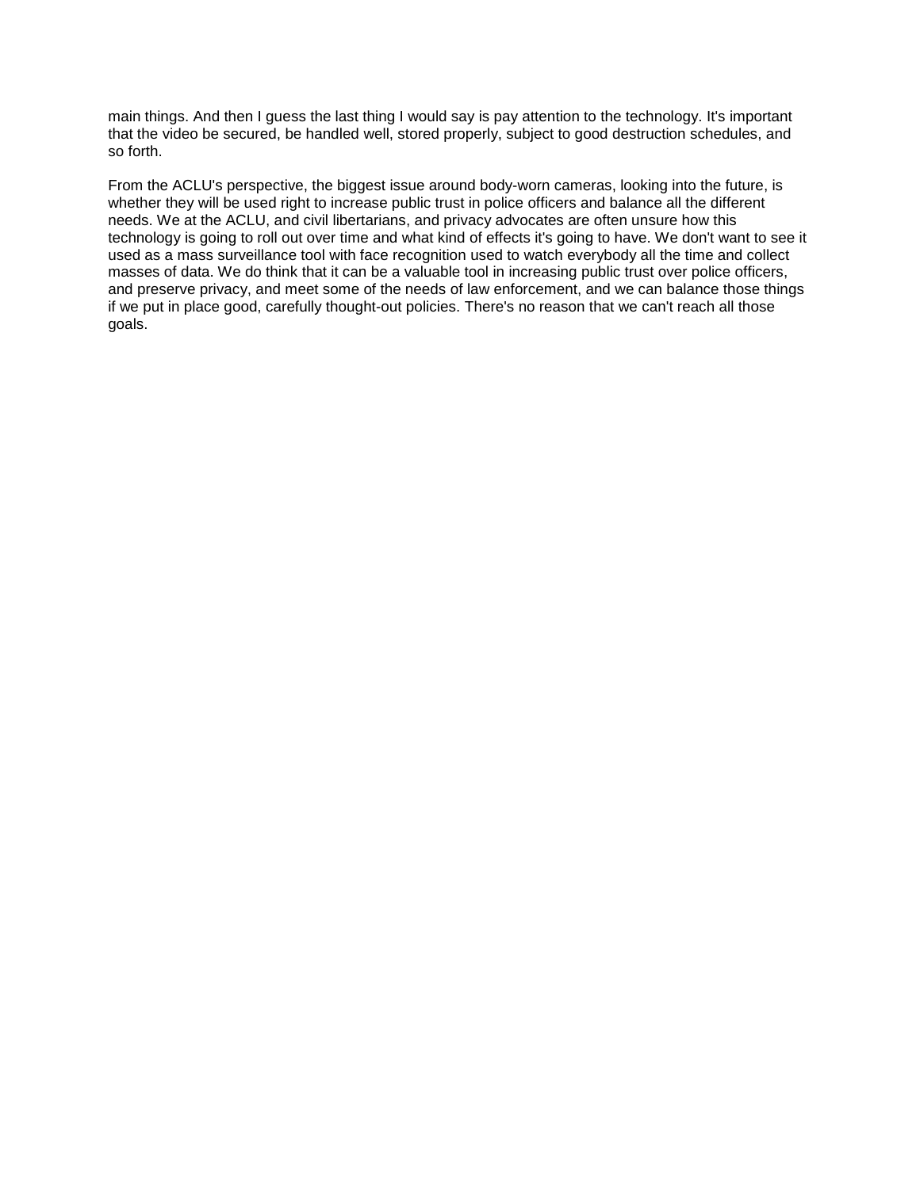main things. And then I guess the last thing I would say is pay attention to the technology. It's important that the video be secured, be handled well, stored properly, subject to good destruction schedules, and so forth.

From the ACLU's perspective, the biggest issue around body-worn cameras, looking into the future, is whether they will be used right to increase public trust in police officers and balance all the different needs. We at the ACLU, and civil libertarians, and privacy advocates are often unsure how this technology is going to roll out over time and what kind of effects it's going to have. We don't want to see it used as a mass surveillance tool with face recognition used to watch everybody all the time and collect masses of data. We do think that it can be a valuable tool in increasing public trust over police officers, and preserve privacy, and meet some of the needs of law enforcement, and we can balance those things if we put in place good, carefully thought-out policies. There's no reason that we can't reach all those goals.